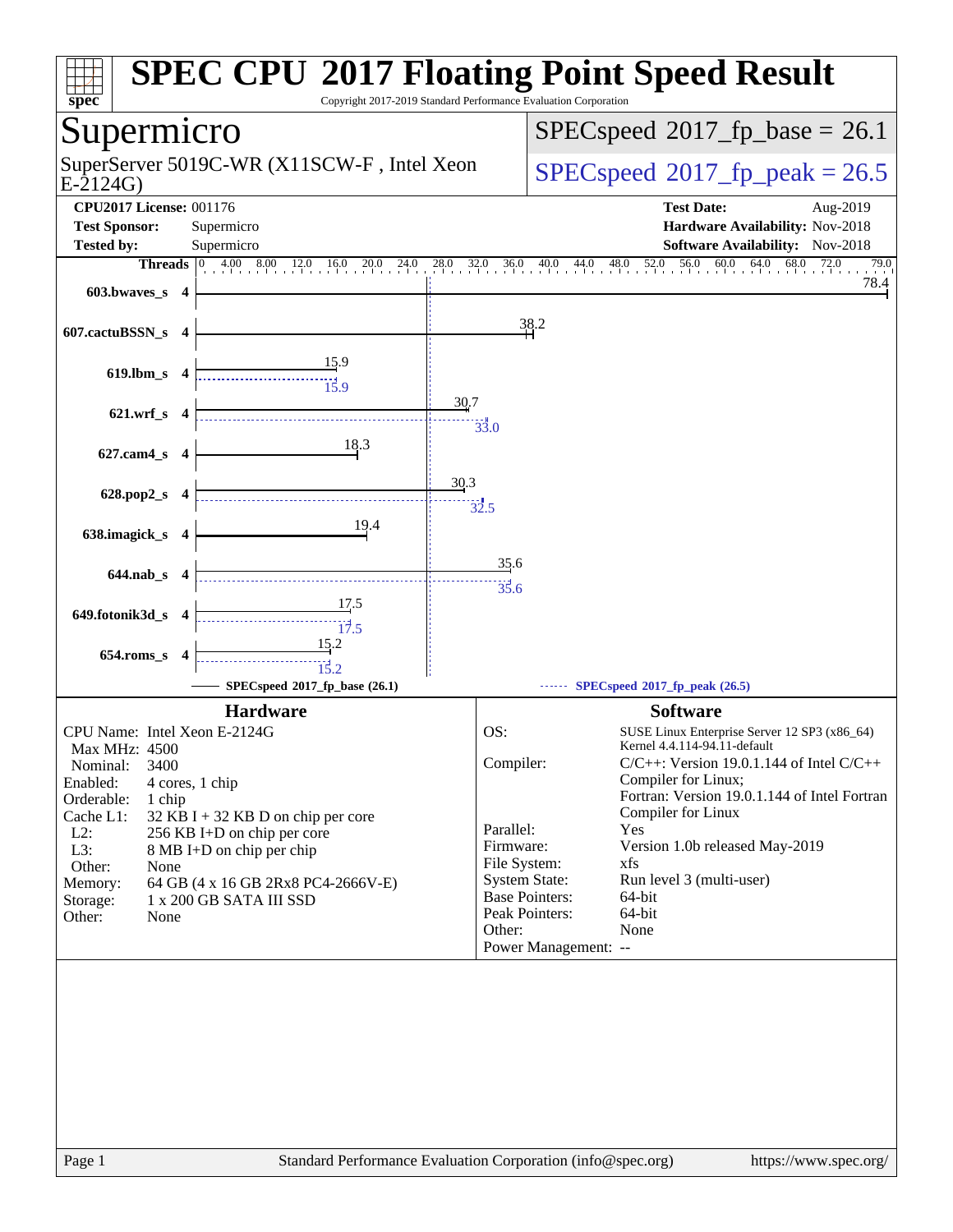# SPEC CPU 2017 Floating Point Speed Result

Copyright 2017-2019 Standard Performance Evaluation Corporation

## Supermicro

SuperServer 5019C-WR (X11SCW-F , Intel Xeon E-2124G)

SPECspeed 2017_fp_base = 26.1

SPECspeed 2017_fp_peak = 26.5

**CPU2017 License:** 001176
**Test Sponsor:** Supermicro
**Tested by:** Supermicro

**Test Date:** Aug-2019
**Hardware Availability:** Nov-2018
**Software Availability:** Nov-2018

| Benchmark | Threads | Base | Peak |
|---|---|---|---|
| 603.bwaves_s | 4 | 78.4 | |
| 607.cactuBSSN_s | 4 | 38.2 | |
| 619.lbm_s | 4 | 15.9 | 15.9 |
| 621.wrf_s | 4 | 30.7 | 33.0 |
| 627.cam4_s | 4 | 18.3 | |
| 628.pop2_s | 4 | 30.3 | 32.5 |
| 638.imagick_s | 4 | 19.4 | |
| 644.nab_s | 4 | 35.6 | 35.6 |
| 649.fotonik3d_s | 4 | 17.5 | 17.5 |
| 654.roms_s | 4 | 15.2 | 15.2 |

SPECspeed 2017_fp_base (26.1) — SPECspeed 2017_fp_peak (26.5)

### Hardware

| | |
|---|---|
| CPU Name: | Intel Xeon E-2124G |
| Max MHz: | 4500 |
| Nominal: | 3400 |
| Enabled: | 4 cores, 1 chip |
| Orderable: | 1 chip |
| Cache L1: | 32 KB I + 32 KB D on chip per core |
| L2: | 256 KB I+D on chip per core |
| L3: | 8 MB I+D on chip per chip |
| Other: | None |
| Memory: | 64 GB (4 x 16 GB 2Rx8 PC4-2666V-E) |
| Storage: | 1 x 200 GB SATA III SSD |
| Other: | None |

### Software

| | |
|---|---|
| OS: | SUSE Linux Enterprise Server 12 SP3 (x86_64) Kernel 4.4.114-94.11-default |
| Compiler: | C/C++: Version 19.0.1.144 of Intel C/C++ Compiler for Linux; Fortran: Version 19.0.1.144 of Intel Fortran Compiler for Linux |
| Parallel: | Yes |
| Firmware: | Version 1.0b released May-2019 |
| File System: | xfs |
| System State: | Run level 3 (multi-user) |
| Base Pointers: | 64-bit |
| Peak Pointers: | 64-bit |
| Other: | None |
| Power Management: | -- |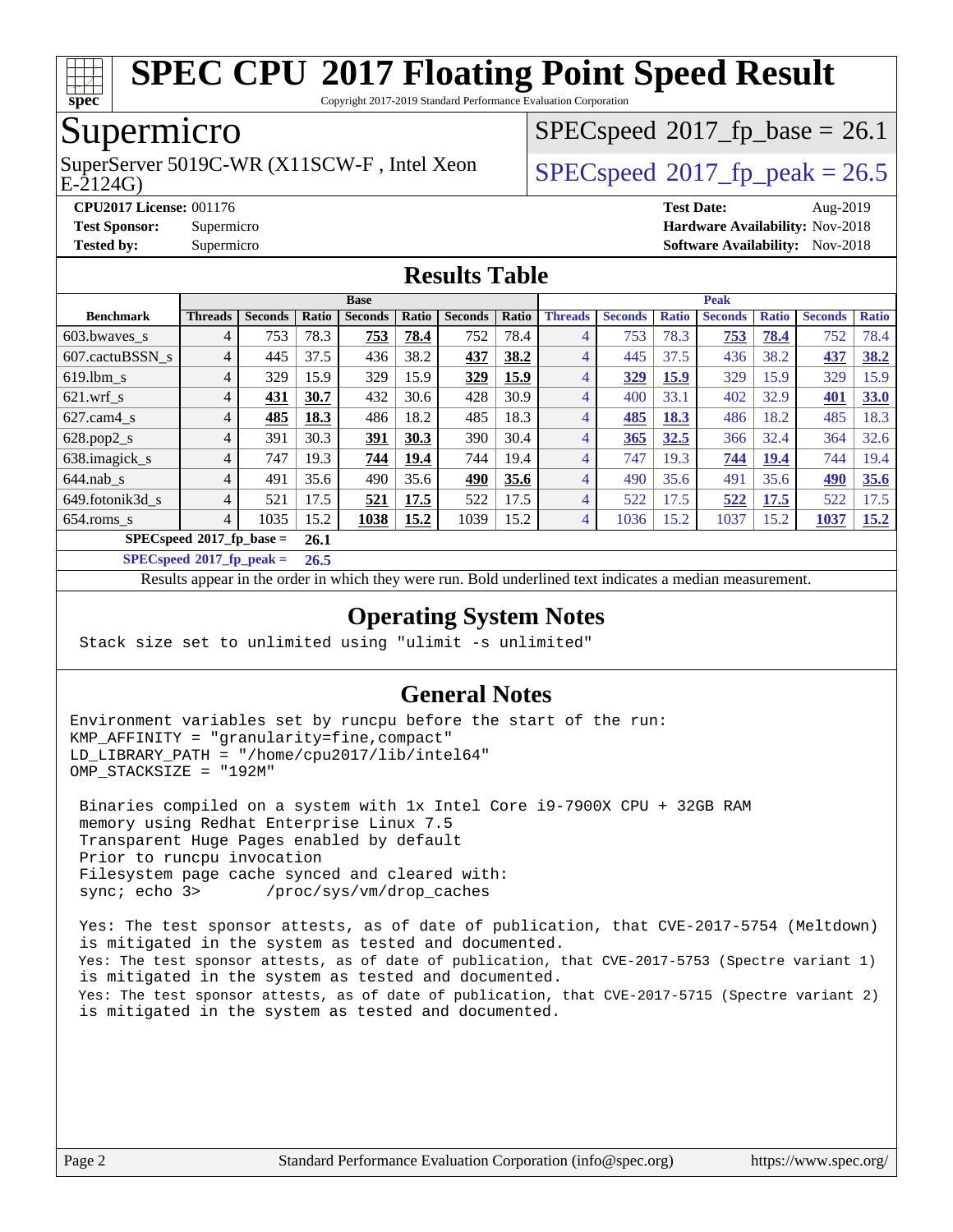# SPEC CPU 2017 Floating Point Speed Result

Copyright 2017-2019 Standard Performance Evaluation Corporation

## Supermicro

SuperServer 5019C-WR (X11SCW-F , Intel Xeon E-2124G)

SPECspeed 2017_fp_base = 26.1

SPECspeed 2017_fp_peak = 26.5

**CPU2017 License:** 001176
**Test Sponsor:** Supermicro
**Tested by:** Supermicro

**Test Date:** Aug-2019
**Hardware Availability:** Nov-2018
**Software Availability:** Nov-2018

## Results Table

| Benchmark | Base | | | | | | | Peak | | | | | | |
|---|---|---|---|---|---|---|---|---|---|---|---|---|---|---|
| | Threads | Seconds | Ratio | Seconds | Ratio | Seconds | Ratio | Threads | Seconds | Ratio | Seconds | Ratio | Seconds | Ratio |
| 603.bwaves_s | 4 | 753 | 78.3 | **753** | **78.4** | 752 | 78.4 | 4 | 753 | 78.3 | **753** | **78.4** | 752 | 78.4 |
| 607.cactuBSSN_s | 4 | 445 | 37.5 | 436 | 38.2 | **437** | **38.2** | 4 | 445 | 37.5 | 436 | 38.2 | **437** | **38.2** |
| 619.lbm_s | 4 | 329 | 15.9 | 329 | 15.9 | **329** | **15.9** | 4 | **329** | **15.9** | 329 | 15.9 | 329 | 15.9 |
| 621.wrf_s | 4 | **431** | **30.7** | 432 | 30.6 | 428 | 30.9 | 4 | 400 | 33.1 | 402 | 32.9 | **401** | **33.0** |
| 627.cam4_s | 4 | **485** | **18.3** | 486 | 18.2 | 485 | 18.3 | 4 | **485** | **18.3** | 486 | 18.2 | 485 | 18.3 |
| 628.pop2_s | 4 | 391 | 30.3 | **391** | **30.3** | 390 | 30.4 | 4 | **365** | **32.5** | 366 | 32.4 | 364 | 32.6 |
| 638.imagick_s | 4 | 747 | 19.3 | **744** | **19.4** | 744 | 19.4 | 4 | 747 | 19.3 | **744** | **19.4** | 744 | 19.4 |
| 644.nab_s | 4 | 491 | 35.6 | 490 | 35.6 | **490** | **35.6** | 4 | 490 | 35.6 | 491 | 35.6 | **490** | **35.6** |
| 649.fotonik3d_s | 4 | 521 | 17.5 | **521** | **17.5** | 522 | 17.5 | 4 | 522 | 17.5 | **522** | **17.5** | 522 | 17.5 |
| 654.roms_s | 4 | 1035 | 15.2 | **1038** | **15.2** | 1039 | 15.2 | 4 | 1036 | 15.2 | 1037 | 15.2 | **1037** | **15.2** |

**SPECspeed 2017_fp_base = 26.1**

**SPECspeed 2017_fp_peak = 26.5**

Results appear in the order in which they were run. Bold underlined text indicates a median measurement.

## Operating System Notes

```
Stack size set to unlimited using "ulimit -s unlimited"
```

## General Notes

```
Environment variables set by runcpu before the start of the run:
KMP_AFFINITY = "granularity=fine,compact"
LD_LIBRARY_PATH = "/home/cpu2017/lib/intel64"
OMP_STACKSIZE = "192M"

 Binaries compiled on a system with 1x Intel Core i9-7900X CPU + 32GB RAM
 memory using Redhat Enterprise Linux 7.5
 Transparent Huge Pages enabled by default
 Prior to runcpu invocation
 Filesystem page cache synced and cleared with:
 sync; echo 3>       /proc/sys/vm/drop_caches

 Yes: The test sponsor attests, as of date of publication, that CVE-2017-5754 (Meltdown)
 is mitigated in the system as tested and documented.
 Yes: The test sponsor attests, as of date of publication, that CVE-2017-5753 (Spectre variant 1)
 is mitigated in the system as tested and documented.
 Yes: The test sponsor attests, as of date of publication, that CVE-2017-5715 (Spectre variant 2)
 is mitigated in the system as tested and documented.
```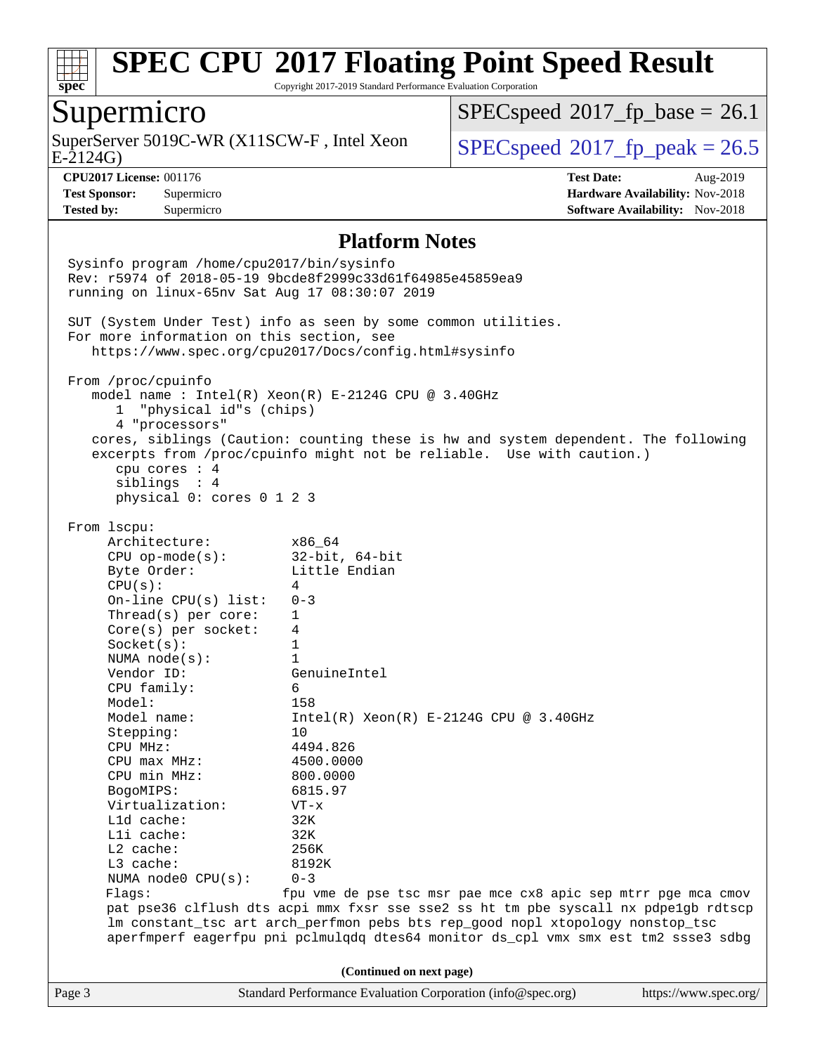# SPEC CPU 2017 Floating Point Speed Result

Copyright 2017-2019 Standard Performance Evaluation Corporation

## Supermicro

SuperServer 5019C-WR (X11SCW-F , Intel Xeon E-2124G)

SPECspeed 2017_fp_base = 26.1

SPECspeed 2017_fp_peak = 26.5

**CPU2017 License:** 001176
**Test Sponsor:** Supermicro
**Tested by:** Supermicro

**Test Date:** Aug-2019
**Hardware Availability:** Nov-2018
**Software Availability:** Nov-2018

### Platform Notes

```
Sysinfo program /home/cpu2017/bin/sysinfo
Rev: r5974 of 2018-05-19 9bcde8f2999c33d61f64985e45859ea9
running on linux-65nv Sat Aug 17 08:30:07 2019

SUT (System Under Test) info as seen by some common utilities.
For more information on this section, see
   https://www.spec.org/cpu2017/Docs/config.html#sysinfo

From /proc/cpuinfo
   model name : Intel(R) Xeon(R) E-2124G CPU @ 3.40GHz
      1  "physical id"s (chips)
      4 "processors"
   cores, siblings (Caution: counting these is hw and system dependent. The following
   excerpts from /proc/cpuinfo might not be reliable.  Use with caution.)
      cpu cores : 4
      siblings  : 4
      physical 0: cores 0 1 2 3

From lscpu:
     Architecture:          x86_64
     CPU op-mode(s):        32-bit, 64-bit
     Byte Order:            Little Endian
     CPU(s):                4
     On-line CPU(s) list:   0-3
     Thread(s) per core:    1
     Core(s) per socket:    4
     Socket(s):             1
     NUMA node(s):          1
     Vendor ID:             GenuineIntel
     CPU family:            6
     Model:                 158
     Model name:            Intel(R) Xeon(R) E-2124G CPU @ 3.40GHz
     Stepping:              10
     CPU MHz:               4494.826
     CPU max MHz:           4500.0000
     CPU min MHz:           800.0000
     BogoMIPS:              6815.97
     Virtualization:        VT-x
     L1d cache:             32K
     L1i cache:             32K
     L2 cache:              256K
     L3 cache:              8192K
     NUMA node0 CPU(s):     0-3
     Flags:                 fpu vme de pse tsc msr pae mce cx8 apic sep mtrr pge mca cmov
     pat pse36 clflush dts acpi mmx fxsr sse sse2 ss ht tm pbe syscall nx pdpe1gb rdtscp
     lm constant_tsc art arch_perfmon pebs bts rep_good nopl xtopology nonstop_tsc
     aperfmperf eagerfpu pni pclmulqdq dtes64 monitor ds_cpl vmx smx est tm2 ssse3 sdbg
```

(Continued on next page)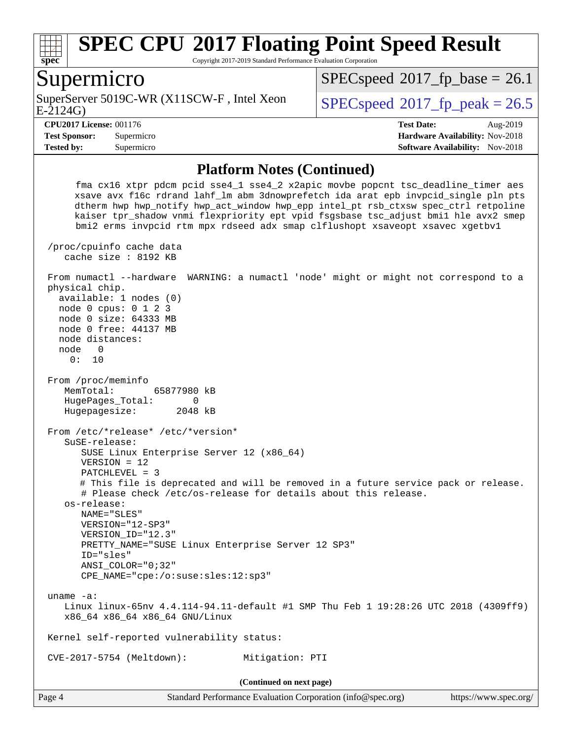# SPEC CPU 2017 Floating Point Speed Result

Copyright 2017-2019 Standard Performance Evaluation Corporation

## Supermicro

SuperServer 5019C-WR (X11SCW-F , Intel Xeon E-2124G)

SPECspeed 2017_fp_base = 26.1

SPECspeed 2017_fp_peak = 26.5

**CPU2017 License:** 001176
**Test Sponsor:** Supermicro
**Tested by:** Supermicro

**Test Date:** Aug-2019
**Hardware Availability:** Nov-2018
**Software Availability:** Nov-2018

### Platform Notes (Continued)

```
     fma cx16 xtpr pdcm pcid sse4_1 sse4_2 x2apic movbe popcnt tsc_deadline_timer aes
     xsave avx f16c rdrand lahf_lm abm 3dnowprefetch ida arat epb invpcid_single pln pts
     dtherm hwp hwp_notify hwp_act_window hwp_epp intel_pt rsb_ctxsw spec_ctrl retpoline
     kaiser tpr_shadow vnmi flexpriority ept vpid fsgsbase tsc_adjust bmi1 hle avx2 smep
     bmi2 erms invpcid rtm mpx rdseed adx smap clflushopt xsaveopt xsavec xgetbv1

 /proc/cpuinfo cache data
    cache size : 8192 KB

 From numactl --hardware  WARNING: a numactl 'node' might or might not correspond to a
 physical chip.
   available: 1 nodes (0)
   node 0 cpus: 0 1 2 3
   node 0 size: 64333 MB
   node 0 free: 44137 MB
   node distances:
   node   0
     0:  10

 From /proc/meminfo
    MemTotal:       65877980 kB
    HugePages_Total:       0
    Hugepagesize:       2048 kB

 From /etc/*release* /etc/*version*
    SuSE-release:
       SUSE Linux Enterprise Server 12 (x86_64)
       VERSION = 12
       PATCHLEVEL = 3
       # This file is deprecated and will be removed in a future service pack or release.
       # Please check /etc/os-release for details about this release.
    os-release:
       NAME="SLES"
       VERSION="12-SP3"
       VERSION_ID="12.3"
       PRETTY_NAME="SUSE Linux Enterprise Server 12 SP3"
       ID="sles"
       ANSI_COLOR="0;32"
       CPE_NAME="cpe:/o:suse:sles:12:sp3"

 uname -a:
    Linux linux-65nv 4.4.114-94.11-default #1 SMP Thu Feb 1 19:28:26 UTC 2018 (4309ff9)
    x86_64 x86_64 x86_64 GNU/Linux

 Kernel self-reported vulnerability status:

 CVE-2017-5754 (Meltdown):          Mitigation: PTI
```

(Continued on next page)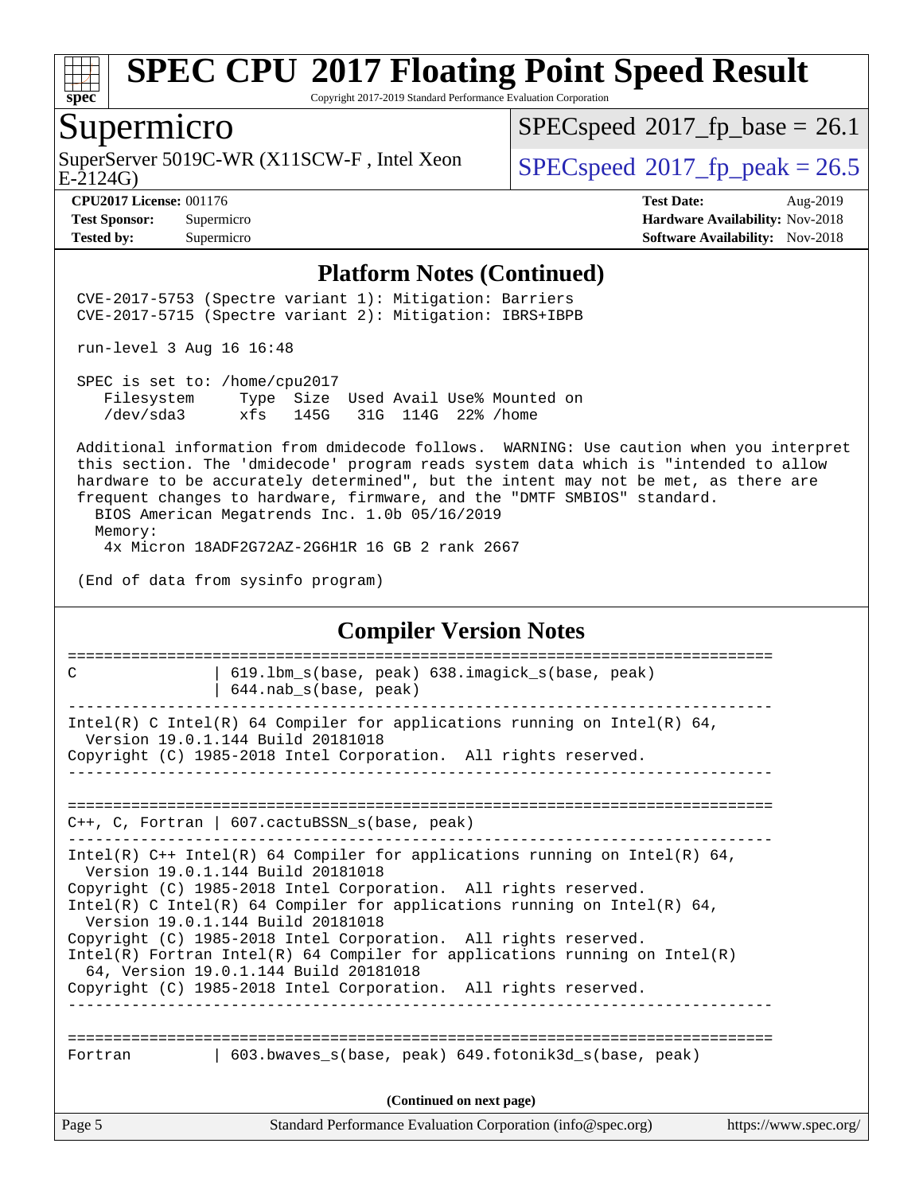## Platform Notes (Continued)

```
CVE-2017-5753 (Spectre variant 1): Mitigation: Barriers
CVE-2017-5715 (Spectre variant 2): Mitigation: IBRS+IBPB

run-level 3 Aug 16 16:48

SPEC is set to: /home/cpu2017
   Filesystem     Type  Size  Used Avail Use% Mounted on
   /dev/sda3      xfs   145G   31G  114G  22% /home

Additional information from dmidecode follows.  WARNING: Use caution when you interpret
this section. The 'dmidecode' program reads system data which is "intended to allow
hardware to be accurately determined", but the intent may not be met, as there are
frequent changes to hardware, firmware, and the "DMTF SMBIOS" standard.
  BIOS American Megatrends Inc. 1.0b 05/16/2019
  Memory:
    4x Micron 18ADF2G72AZ-2G6H1R 16 GB 2 rank 2667

(End of data from sysinfo program)
```

## Compiler Version Notes

```
==============================================================================
C                | 619.lbm_s(base, peak) 638.imagick_s(base, peak)
                 | 644.nab_s(base, peak)
------------------------------------------------------------------------------
Intel(R) C Intel(R) 64 Compiler for applications running on Intel(R) 64,
  Version 19.0.1.144 Build 20181018
Copyright (C) 1985-2018 Intel Corporation.  All rights reserved.
------------------------------------------------------------------------------

==============================================================================
C++, C, Fortran | 607.cactuBSSN_s(base, peak)
------------------------------------------------------------------------------
Intel(R) C++ Intel(R) 64 Compiler for applications running on Intel(R) 64,
  Version 19.0.1.144 Build 20181018
Copyright (C) 1985-2018 Intel Corporation.  All rights reserved.
Intel(R) C Intel(R) 64 Compiler for applications running on Intel(R) 64,
  Version 19.0.1.144 Build 20181018
Copyright (C) 1985-2018 Intel Corporation.  All rights reserved.
Intel(R) Fortran Intel(R) 64 Compiler for applications running on Intel(R)
  64, Version 19.0.1.144 Build 20181018
Copyright (C) 1985-2018 Intel Corporation.  All rights reserved.
------------------------------------------------------------------------------

==============================================================================
Fortran          | 603.bwaves_s(base, peak) 649.fotonik3d_s(base, peak)
```

(Continued on next page)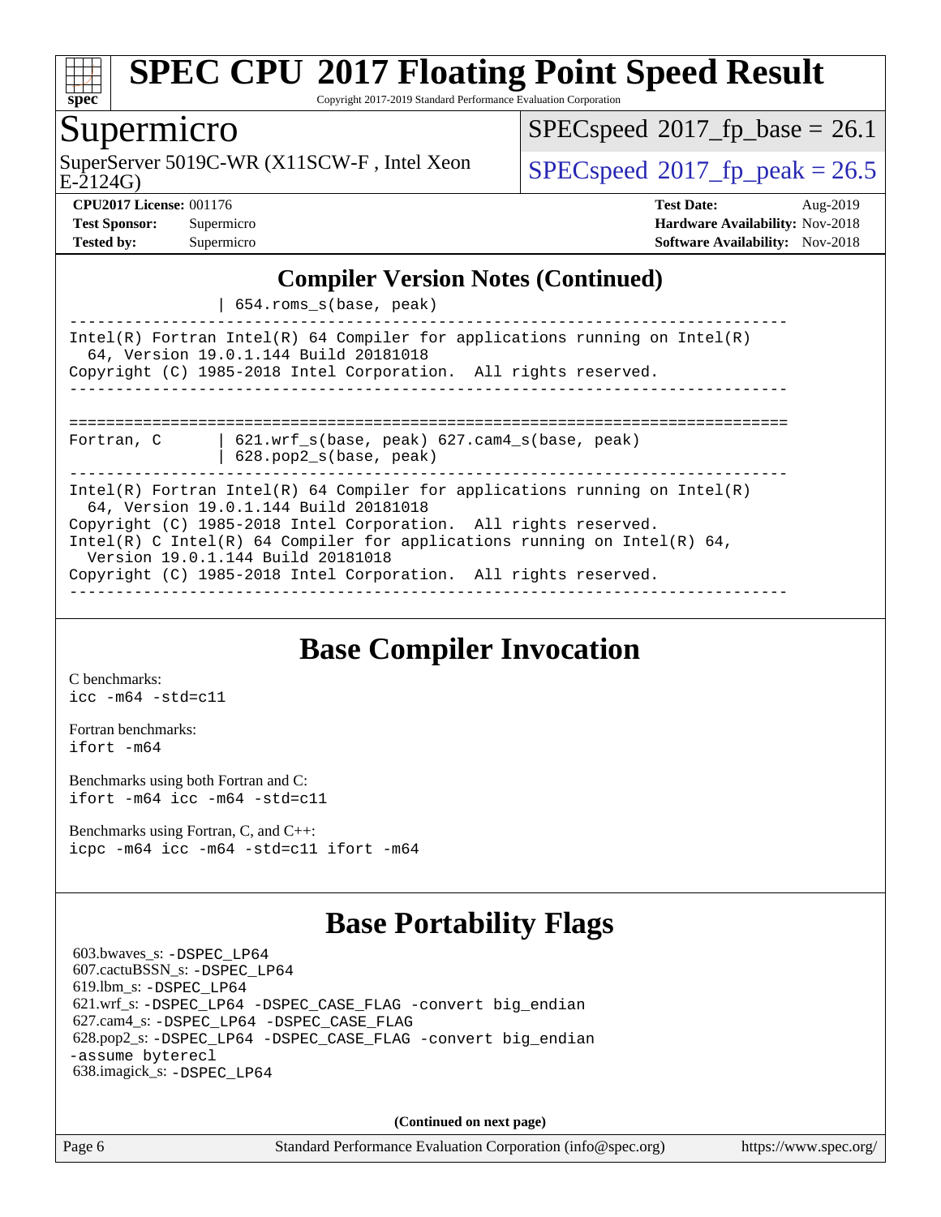## Compiler Version Notes (Continued)

```
                 | 654.roms_s(base, peak)
------------------------------------------------------------------------------
Intel(R) Fortran Intel(R) 64 Compiler for applications running on Intel(R)
  64, Version 19.0.1.144 Build 20181018
Copyright (C) 1985-2018 Intel Corporation.  All rights reserved.
------------------------------------------------------------------------------

==============================================================================
Fortran, C       | 621.wrf_s(base, peak) 627.cam4_s(base, peak)
                 | 628.pop2_s(base, peak)
------------------------------------------------------------------------------
Intel(R) Fortran Intel(R) 64 Compiler for applications running on Intel(R)
  64, Version 19.0.1.144 Build 20181018
Copyright (C) 1985-2018 Intel Corporation.  All rights reserved.
Intel(R) C Intel(R) 64 Compiler for applications running on Intel(R) 64,
  Version 19.0.1.144 Build 20181018
Copyright (C) 1985-2018 Intel Corporation.  All rights reserved.
------------------------------------------------------------------------------
```

## Base Compiler Invocation

C benchmarks:
`icc -m64 -std=c11`

Fortran benchmarks:
`ifort -m64`

Benchmarks using both Fortran and C:
`ifort -m64 icc -m64 -std=c11`

Benchmarks using Fortran, C, and C++:
`icpc -m64 icc -m64 -std=c11 ifort -m64`

## Base Portability Flags

603.bwaves_s: `-DSPEC_LP64`
607.cactuBSSN_s: `-DSPEC_LP64`
619.lbm_s: `-DSPEC_LP64`
621.wrf_s: `-DSPEC_LP64 -DSPEC_CASE_FLAG -convert big_endian`
627.cam4_s: `-DSPEC_LP64 -DSPEC_CASE_FLAG`
628.pop2_s: `-DSPEC_LP64 -DSPEC_CASE_FLAG -convert big_endian -assume byterecl`
638.imagick_s: `-DSPEC_LP64`

**(Continued on next page)**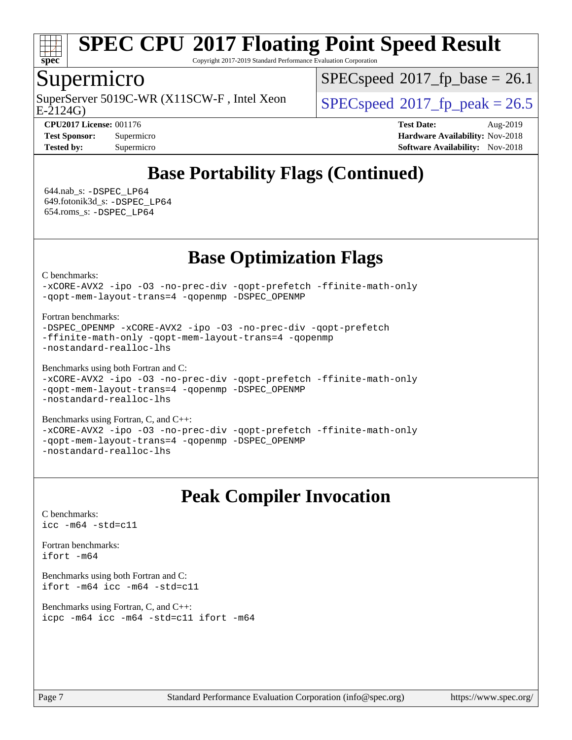## Base Portability Flags (Continued)

644.nab_s: -DSPEC_LP64
649.fotonik3d_s: -DSPEC_LP64
654.roms_s: -DSPEC_LP64

## Base Optimization Flags

C benchmarks:
-xCORE-AVX2 -ipo -O3 -no-prec-div -qopt-prefetch -ffinite-math-only
-qopt-mem-layout-trans=4 -qopenmp -DSPEC_OPENMP

Fortran benchmarks:
-DSPEC_OPENMP -xCORE-AVX2 -ipo -O3 -no-prec-div -qopt-prefetch
-ffinite-math-only -qopt-mem-layout-trans=4 -qopenmp
-nostandard-realloc-lhs

Benchmarks using both Fortran and C:
-xCORE-AVX2 -ipo -O3 -no-prec-div -qopt-prefetch -ffinite-math-only
-qopt-mem-layout-trans=4 -qopenmp -DSPEC_OPENMP
-nostandard-realloc-lhs

Benchmarks using Fortran, C, and C++:
-xCORE-AVX2 -ipo -O3 -no-prec-div -qopt-prefetch -ffinite-math-only
-qopt-mem-layout-trans=4 -qopenmp -DSPEC_OPENMP
-nostandard-realloc-lhs

## Peak Compiler Invocation

C benchmarks:
icc -m64 -std=c11

Fortran benchmarks:
ifort -m64

Benchmarks using both Fortran and C:
ifort -m64 icc -m64 -std=c11

Benchmarks using Fortran, C, and C++:
icpc -m64 icc -m64 -std=c11 ifort -m64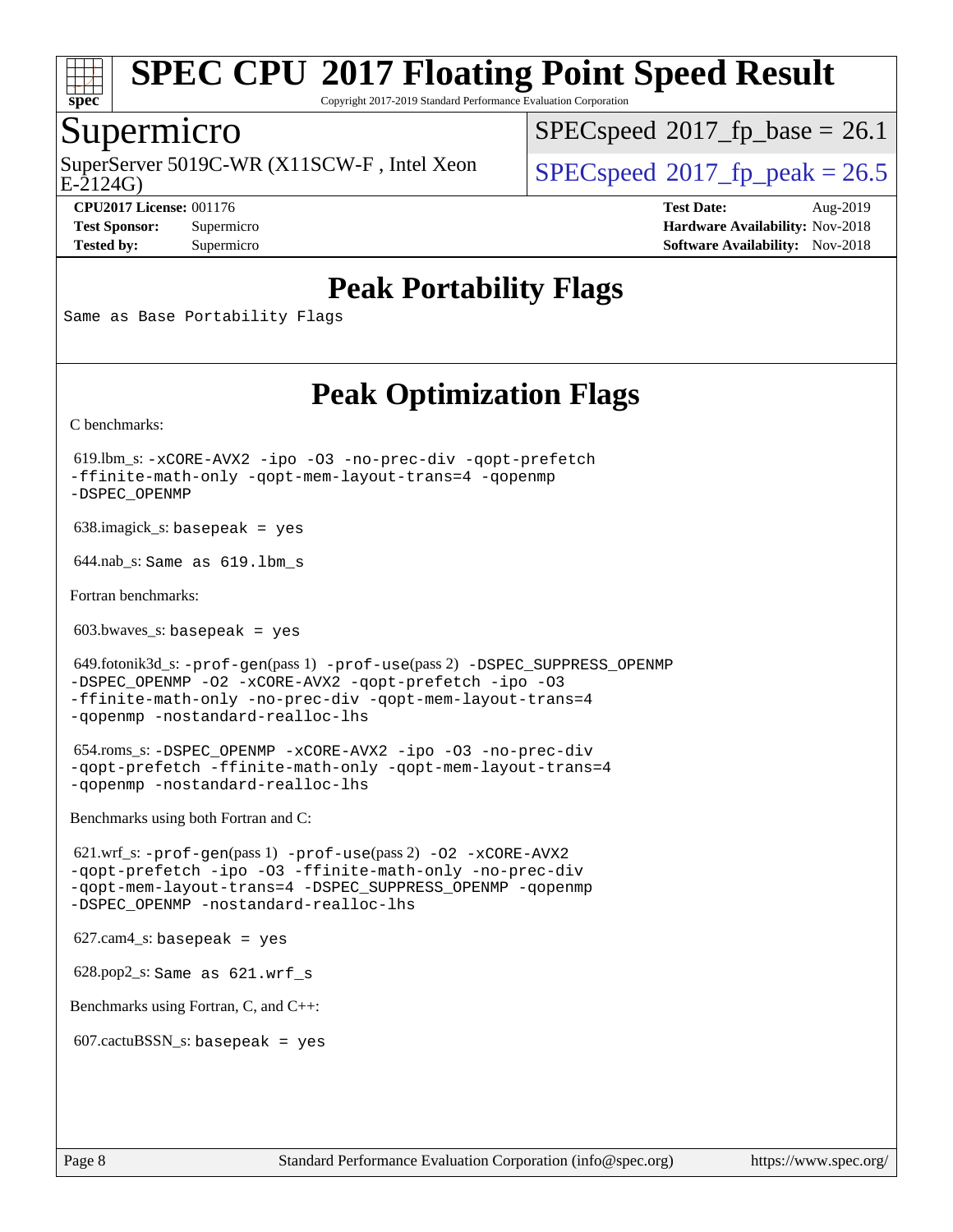# Peak Portability Flags

Same as Base Portability Flags

# Peak Optimization Flags

C benchmarks:

619.lbm_s: -xCORE-AVX2 -ipo -O3 -no-prec-div -qopt-prefetch -ffinite-math-only -qopt-mem-layout-trans=4 -qopenmp -DSPEC_OPENMP

638.imagick_s: basepeak = yes

644.nab_s: Same as 619.lbm_s

Fortran benchmarks:

603.bwaves_s: basepeak = yes

649.fotonik3d_s: -prof-gen(pass 1) -prof-use(pass 2) -DSPEC_SUPPRESS_OPENMP -DSPEC_OPENMP -O2 -xCORE-AVX2 -qopt-prefetch -ipo -O3 -ffinite-math-only -no-prec-div -qopt-mem-layout-trans=4 -qopenmp -nostandard-realloc-lhs

654.roms_s: -DSPEC_OPENMP -xCORE-AVX2 -ipo -O3 -no-prec-div -qopt-prefetch -ffinite-math-only -qopt-mem-layout-trans=4 -qopenmp -nostandard-realloc-lhs

Benchmarks using both Fortran and C:

621.wrf_s: -prof-gen(pass 1) -prof-use(pass 2) -O2 -xCORE-AVX2 -qopt-prefetch -ipo -O3 -ffinite-math-only -no-prec-div -qopt-mem-layout-trans=4 -DSPEC_SUPPRESS_OPENMP -qopenmp -DSPEC_OPENMP -nostandard-realloc-lhs

627.cam4_s: basepeak = yes

628.pop2_s: Same as 621.wrf_s

Benchmarks using Fortran, C, and C++:

607.cactuBSSN_s: basepeak = yes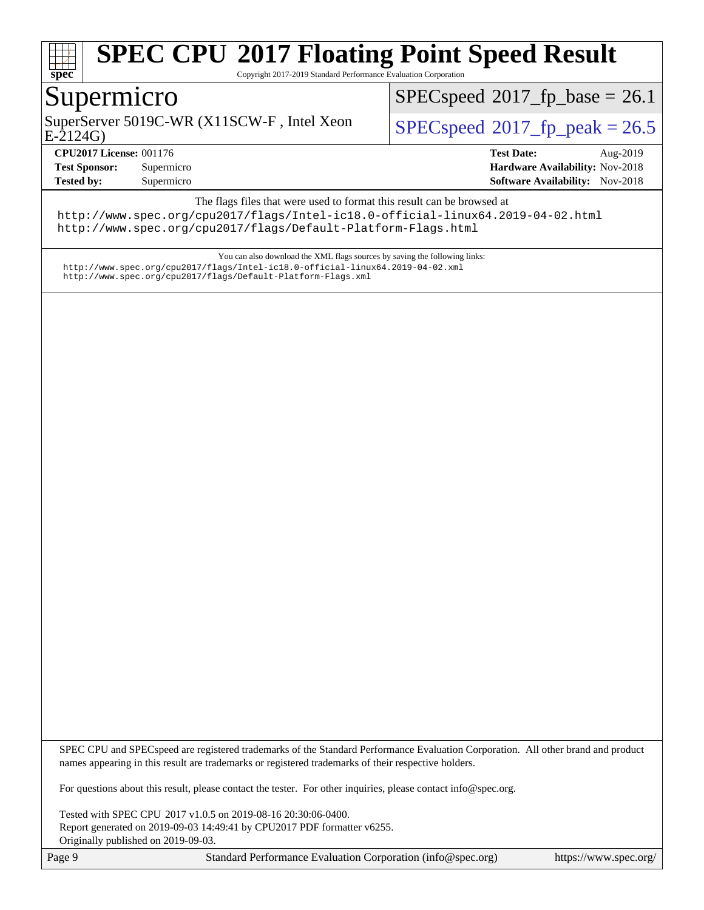The flags files that were used to format this result can be browsed at
http://www.spec.org/cpu2017/flags/Intel-ic18.0-official-linux64.2019-04-02.html
http://www.spec.org/cpu2017/flags/Default-Platform-Flags.html

You can also download the XML flags sources by saving the following links:
http://www.spec.org/cpu2017/flags/Intel-ic18.0-official-linux64.2019-04-02.xml
http://www.spec.org/cpu2017/flags/Default-Platform-Flags.xml

SPEC CPU and SPECspeed are registered trademarks of the Standard Performance Evaluation Corporation. All other brand and product names appearing in this result are trademarks or registered trademarks of their respective holders.

For questions about this result, please contact the tester. For other inquiries, please contact info@spec.org.

Tested with SPEC CPU 2017 v1.0.5 on 2019-08-16 20:30:06-0400.
Report generated on 2019-09-03 14:49:41 by CPU2017 PDF formatter v6255.
Originally published on 2019-09-03.